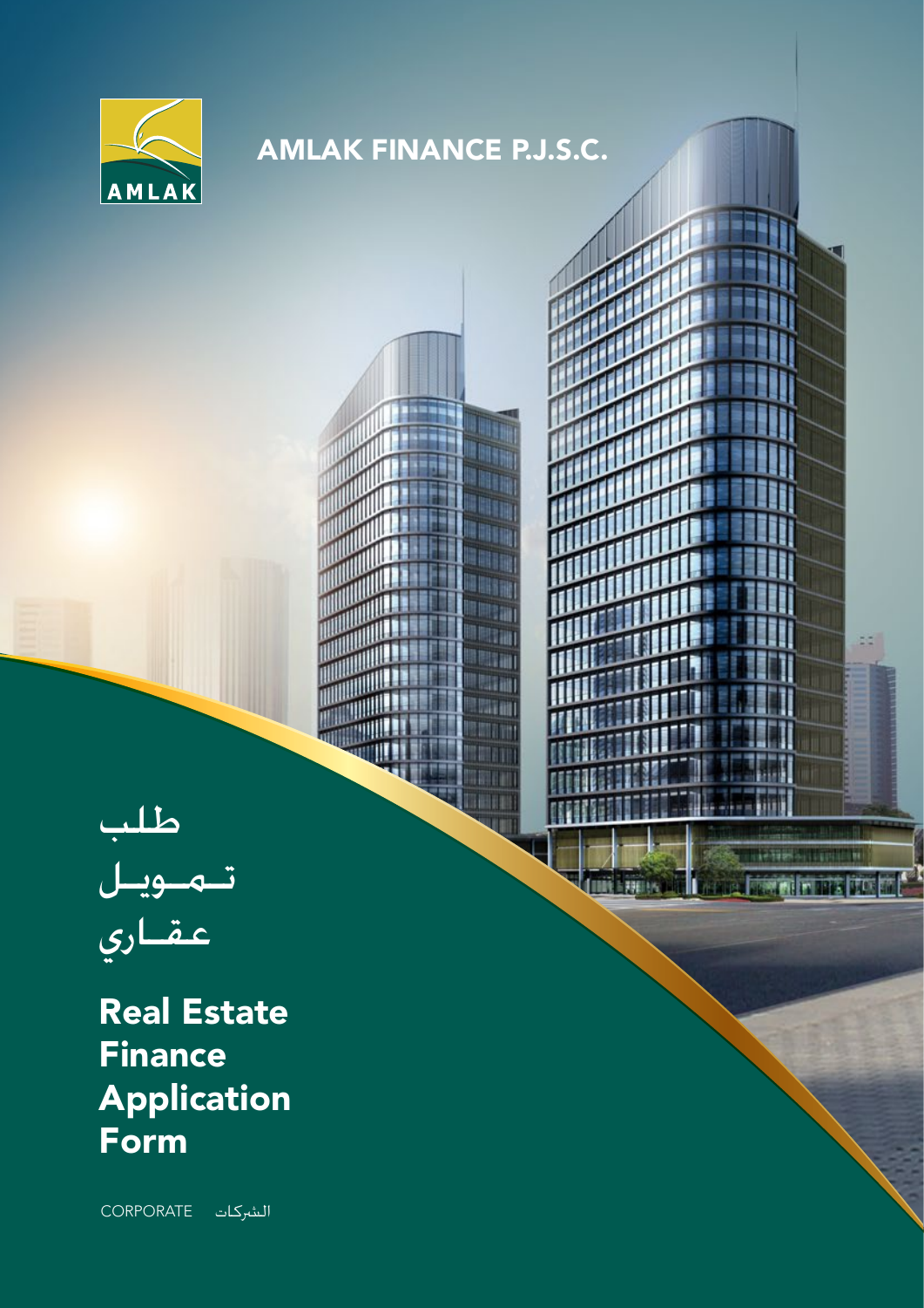AMLAK

AMLAK FINANCE P.J.S.C.

# طلب تمويل عقاري

# Real Estate Finance Application Form

CORPORATE الشركات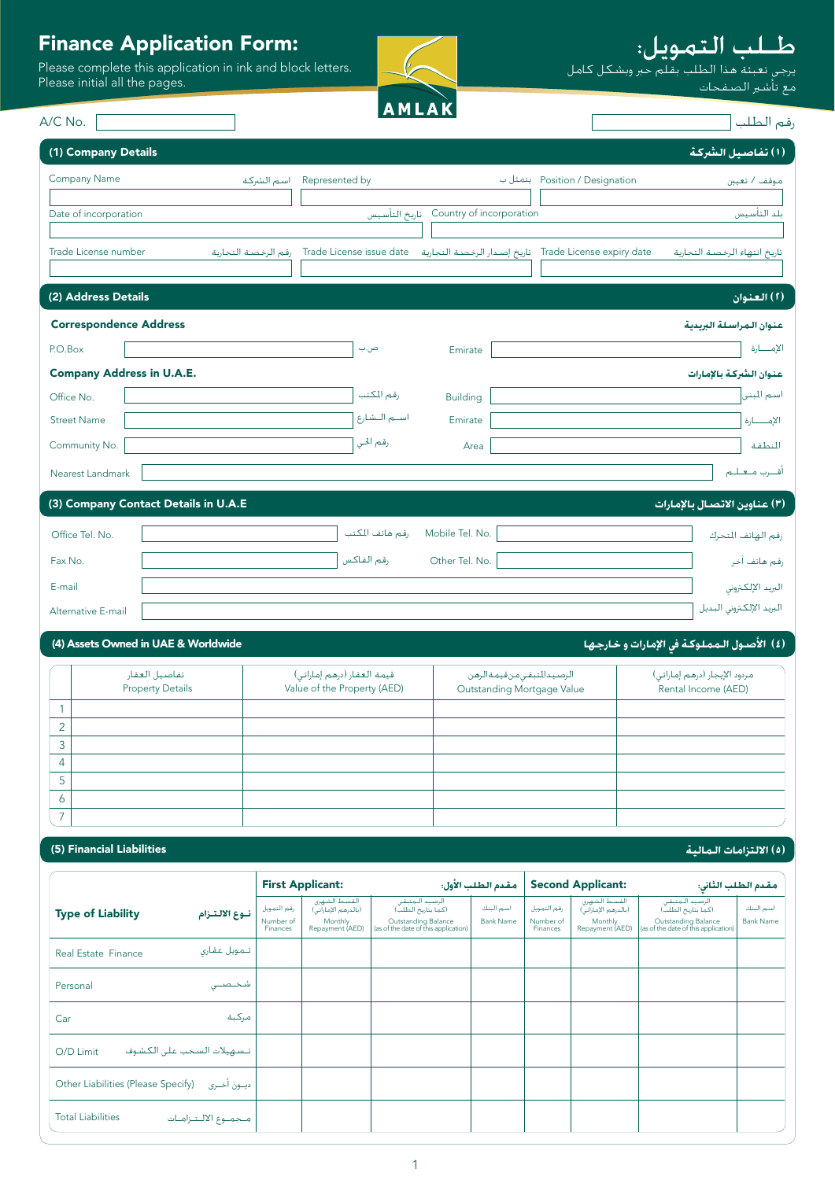# Finance Application Form:

Please complete this application in ink and block letters.
Please initial all the pages.

# طـلـب الـتـمـويـل:

يرجى تعبئة هذا الطلب بقلم حبر وبشكل كامل
مع تأشير الصـفـحـات

AMLAK

A/C No. | رقم الطلب

## (1) Company Details | (١) تفاصيل الشركة

| Company Name اسم الشركة | Represented by يتمثل ب | Position / Designation موقف / تعيين |
|---|---|---|
| | | |

| Date of incorporation تاريخ التأسيس | Country of incorporation بلد التأسيس |
|---|---|
| | |

| Trade License number رقم الرخصة التجارية | Trade License issue date تاريخ إصدار الرخصة التجارية | Trade License expiry date تاريخ انتهاء الرخصة التجارية |
|---|---|---|
| | | |

## (2) Address Details | (٢) العنوان

**Correspondence Address** | **عنوان المراسلة البريدية**

| | | | |
|---|---|---|---|
| P.O.Box | ص.ب | Emirate | الإمـــارة |

**Company Address in U.A.E.** | **عنوان الشركة بالإمارات**

| | | | |
|---|---|---|---|
| Office No. | رقم المكتب | Building | اسم المبنى |
| Street Name | اسـم الـشارع | Emirate | الإمـــارة |
| Community No. | رقم الحي | Area | المنطقة |

Nearest Landmark | أقـرب مـعـلـم

## (3) Company Contact Details in U.A.E | (٣) عناوين الاتصال بالإمارات

| | | | |
|---|---|---|---|
| Office Tel. No. | رقم هاتف المكتب | Mobile Tel. No. | رقم الهاتف المتحرك |
| Fax No. | رقم الفاكس | Other Tel. No. | رقم هاتف آخر |

E-mail | البريد الإلكتروني

Alternative E-mail | البريد الإلكتروني البديل

## (4) Assets Owned in UAE & Worldwide | (٤) الأصول المملوكة في الإمارات و خارجها

| | تفاصيل العقار Property Details | قيمة العقار (درهم إماراتي) Value of the Property (AED) | الرصيد المتبقي من قيمة الرهن Outstanding Mortgage Value | مردود الإيجار (درهم إماراتي) Rental Income (AED) |
|---|---|---|---|---|
| 1 | | | | |
| 2 | | | | |
| 3 | | | | |
| 4 | | | | |
| 5 | | | | |
| 6 | | | | |
| 7 | | | | |

## (5) Financial Liabilities | (٥) الالتزامات المالية

| Type of Liability نـوع الالـتـزام | First Applicant: مقدم الطلب الأول: | | | | Second Applicant: مقدم الطلب الثاني: | | | |
|---|---|---|---|---|---|---|---|---|
| | رقم التمويل Number of Finances | القسط الشهري (بالدرهم الإماراتي) Monthly Repayment (AED) | الرصيد المتبقي (كما بتاريخ الطلب) Outstanding Balance (as of the date of this application) | اسم البنك Bank Name | رقم التمويل Number of Finances | القسط الشهري (بالدرهم الإماراتي) Monthly Repayment (AED) | الرصيد المتبقي (كما بتاريخ الطلب) Outstanding Balance (as of the date of this application) | اسم البنك Bank Name |
| Real Estate Finance تـمـويـل عقاري | | | | | | | | |
| Personal شـخـصـي | | | | | | | | |
| Car مركبة | | | | | | | | |
| O/D Limit تـسـهـيلات السحب على الكشوف | | | | | | | | |
| Other Liabilities (Please Specify) ديـون أخـرى | | | | | | | | |
| Total Liabilities مـجـمـوع الالـتـزامـات | | | | | | | | |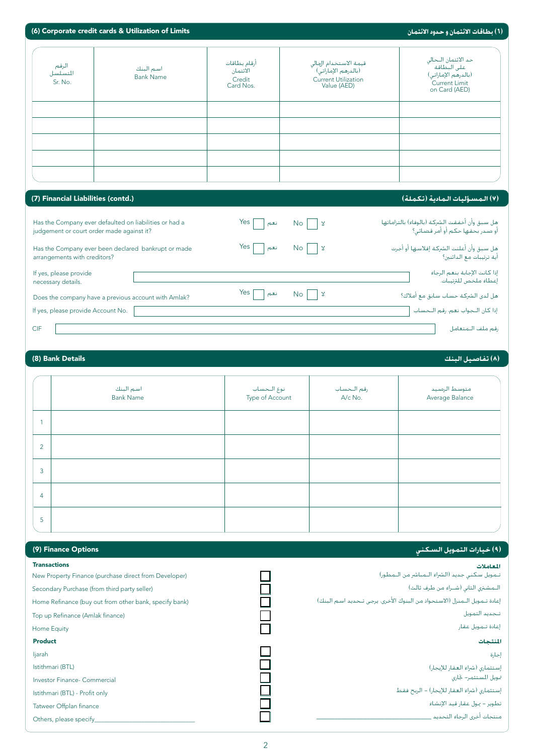## (6) Corporate credit cards & Utilization of Limits — (٦) بطاقات الائتمان و حدود الائتمان

| الرقم المتسلسل Sr. No. | اسم البنك Bank Name | أرقام بطاقات الائتمان Credit Card Nos. | قيمة الاستخدام الحالي (بالدرهم الإماراتي) Current Utilization Value (AED) | حد الائتمان الحالي على البطاقة (بالدرهم الإماراتي) Current Limit on Card (AED) |
|---|---|---|---|---|
| | | | | |
| | | | | |
| | | | | |
| | | | | |
| | | | | |

## (7) Financial Liabilities (contd.) — (٧) المسؤليات المادية (تكملة)

Has the Company ever defaulted on liabilities or had a judgement or court order made against it? Yes ☐ نعم No ☐ لا
هل سبق وأن أخفقت الشركة (بالوفاء) بالتزاماتها أو صدر بحقها حكم أو أمر قضائي؟

Has the Company ever been declared bankrupt or made arrangements with creditors? Yes ☐ نعم No ☐ لا
هل سبق وأن أعلنت الشركة إفلاسها أو أجرت أية ترتيبات مع الدائنين؟

If yes, please provide necessary details. ______________________ إذا كانت الإجابة بنعم الرجاء إعطاء ملخص للترتيبات.

Does the company have a previous account with Amlak? Yes ☐ نعم No ☐ لا
هل لدى الشركة حساب سابق مع أملاك؟

If yes, please provide Account No. ______________________ إذا كان الجواب نعم، رقم الحساب

CIF ______________________ رقم ملف المتعامل

## (8) Bank Details — (٨) تفاصيل البنك

| | اسم البنك Bank Name | نوع الحساب Type of Account | رقم الحساب A/c No. | متوسط الرصيد Average Balance |
|---|---|---|---|---|
| 1 | | | | |
| 2 | | | | |
| 3 | | | | |
| 4 | | | | |
| 5 | | | | |

## (9) Finance Options — (٩) خيارات التمويل السكني

**Transactions** — **المعاملات**

- ☐ New Property Finance (purchase direct from Developer) — تمويل سكني جديد (الشراء المباشر من المطور)
- ☐ Secondary Purchase (from third party seller) — المشتري الثاني (شراء من طرف ثالث)
- ☐ Home Refinance (buy out from other bank, specify bank) — إعادة تمويل المنزل (الاستحواذ من البنوك الأخرى، يرجى تحديد اسم البنك)
- ☐ Top up Refinance (Amlak finance) — تجديد التمويل
- ☐ Home Equity — إعادة تمويل عقار

**Product** — **المنتجات**

- ☐ Ijarah — إجارة
- ☐ Istithmari (BTL) — إستثماري (شراء العقار للإيجار)
- ☐ Investor Finance- Commercial — تمويل المستثمر- تجاري
- ☐ Istithmari (BTL) - Profit only — إستثماري (شراء العقار للإيجار) - الربح فقط
- ☐ Tatweer Offplan finance — تطوير - تمول عقار قيد الإنشاء
- ☐ Others, please specify______________________ — منتجات أخرى الرجاء التحديد ______________________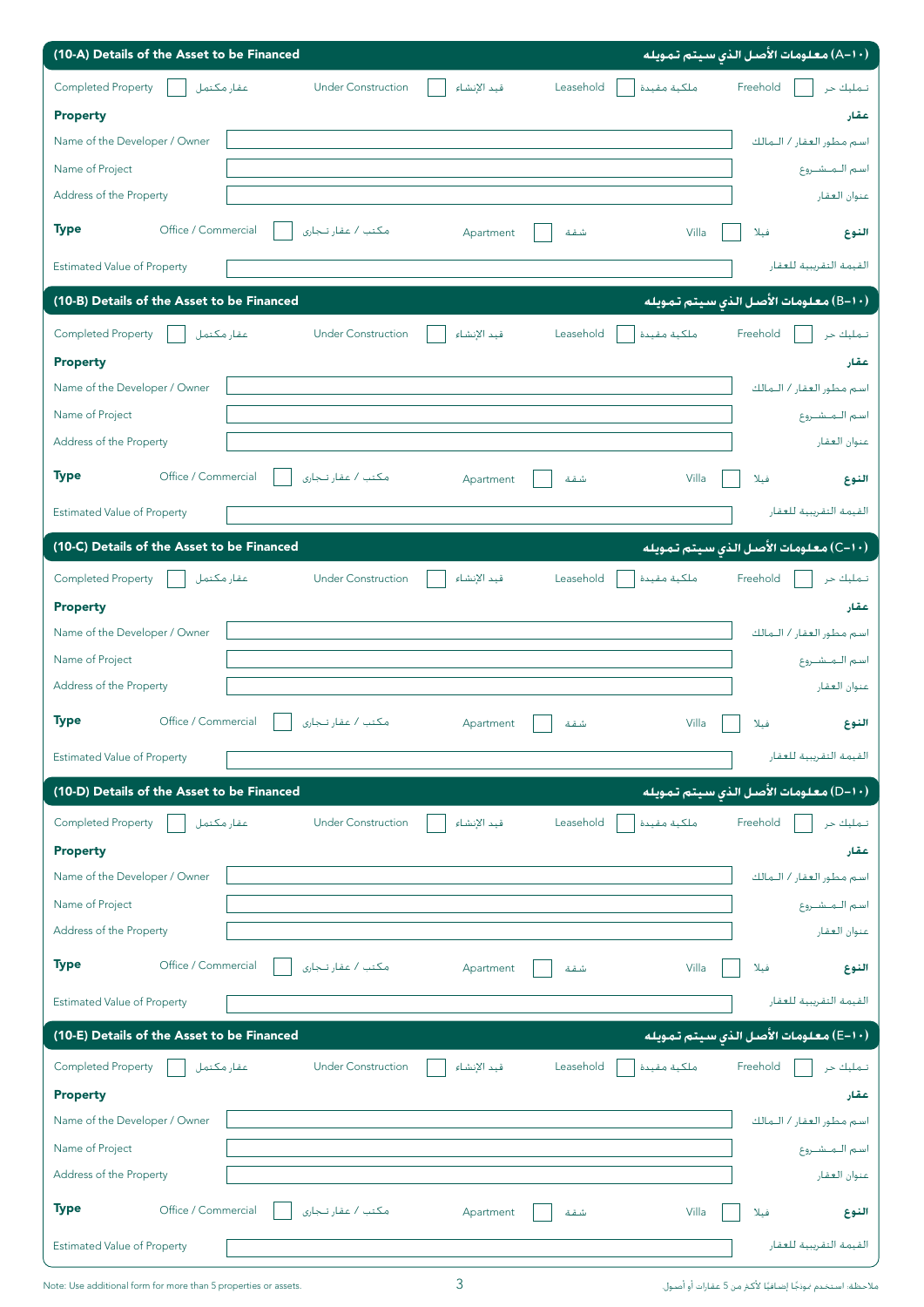## (10-A) Details of the Asset to be Financed — (١٠-A) معلومات الأصل الذي سيتم تمويله

Completed Property ☐ عقار مكتمل | Under Construction ☐ قيد الإنشاء | Leasehold ☐ ملكية مقيدة | Freehold ☐ تملك حر

**Property** **عقار**

| | | |
|---|---|---|
| Name of the Developer / Owner | | اسم مطور العقار / المالك |
| Name of Project | | اسم المشروع |
| Address of the Property | | عنوان العقار |

**Type** Office / Commercial ☐ مكتب / عقار تجاري | Apartment ☐ شقة | Villa ☐ فيلا **النوع**

| | | |
|---|---|---|
| Estimated Value of Property | | القيمة التقريبية للعقار |

## (10-B) Details of the Asset to be Financed — (١٠-B) معلومات الأصل الذي سيتم تمويله

Completed Property ☐ عقار مكتمل | Under Construction ☐ قيد الإنشاء | Leasehold ☐ ملكية مقيدة | Freehold ☐ تملك حر

**Property** **عقار**

| | | |
|---|---|---|
| Name of the Developer / Owner | | اسم مطور العقار / المالك |
| Name of Project | | اسم المشروع |
| Address of the Property | | عنوان العقار |

**Type** Office / Commercial ☐ مكتب / عقار تجاري | Apartment ☐ شقة | Villa ☐ فيلا **النوع**

| | | |
|---|---|---|
| Estimated Value of Property | | القيمة التقريبية للعقار |

## (10-C) Details of the Asset to be Financed — (١٠-C) معلومات الأصل الذي سيتم تمويله

Completed Property ☐ عقار مكتمل | Under Construction ☐ قيد الإنشاء | Leasehold ☐ ملكية مقيدة | Freehold ☐ تملك حر

**Property** **عقار**

| | | |
|---|---|---|
| Name of the Developer / Owner | | اسم مطور العقار / المالك |
| Name of Project | | اسم المشروع |
| Address of the Property | | عنوان العقار |

**Type** Office / Commercial ☐ مكتب / عقار تجاري | Apartment ☐ شقة | Villa ☐ فيلا **النوع**

| | | |
|---|---|---|
| Estimated Value of Property | | القيمة التقريبية للعقار |

## (10-D) Details of the Asset to be Financed — (١٠-D) معلومات الأصل الذي سيتم تمويله

Completed Property ☐ عقار مكتمل | Under Construction ☐ قيد الإنشاء | Leasehold ☐ ملكية مقيدة | Freehold ☐ تملك حر

**Property** **عقار**

| | | |
|---|---|---|
| Name of the Developer / Owner | | اسم مطور العقار / المالك |
| Name of Project | | اسم المشروع |
| Address of the Property | | عنوان العقار |

**Type** Office / Commercial ☐ مكتب / عقار تجاري | Apartment ☐ شقة | Villa ☐ فيلا **النوع**

| | | |
|---|---|---|
| Estimated Value of Property | | القيمة التقريبية للعقار |

## (10-E) Details of the Asset to be Financed — (١٠-E) معلومات الأصل الذي سيتم تمويله

Completed Property ☐ عقار مكتمل | Under Construction ☐ قيد الإنشاء | Leasehold ☐ ملكية مقيدة | Freehold ☐ تملك حر

**Property** **عقار**

| | | |
|---|---|---|
| Name of the Developer / Owner | | اسم مطور العقار / المالك |
| Name of Project | | اسم المشروع |
| Address of the Property | | عنوان العقار |

**Type** Office / Commercial ☐ مكتب / عقار تجاري | Apartment ☐ شقة | Villa ☐ فيلا **النوع**

| | | |
|---|---|---|
| Estimated Value of Property | | القيمة التقريبية للعقار |

Note: Use additional form for more than 5 properties or assets.

ملاحظة: استخدم نموذجًا إضافيًا لأكثر من 5 عقارات أو أصول.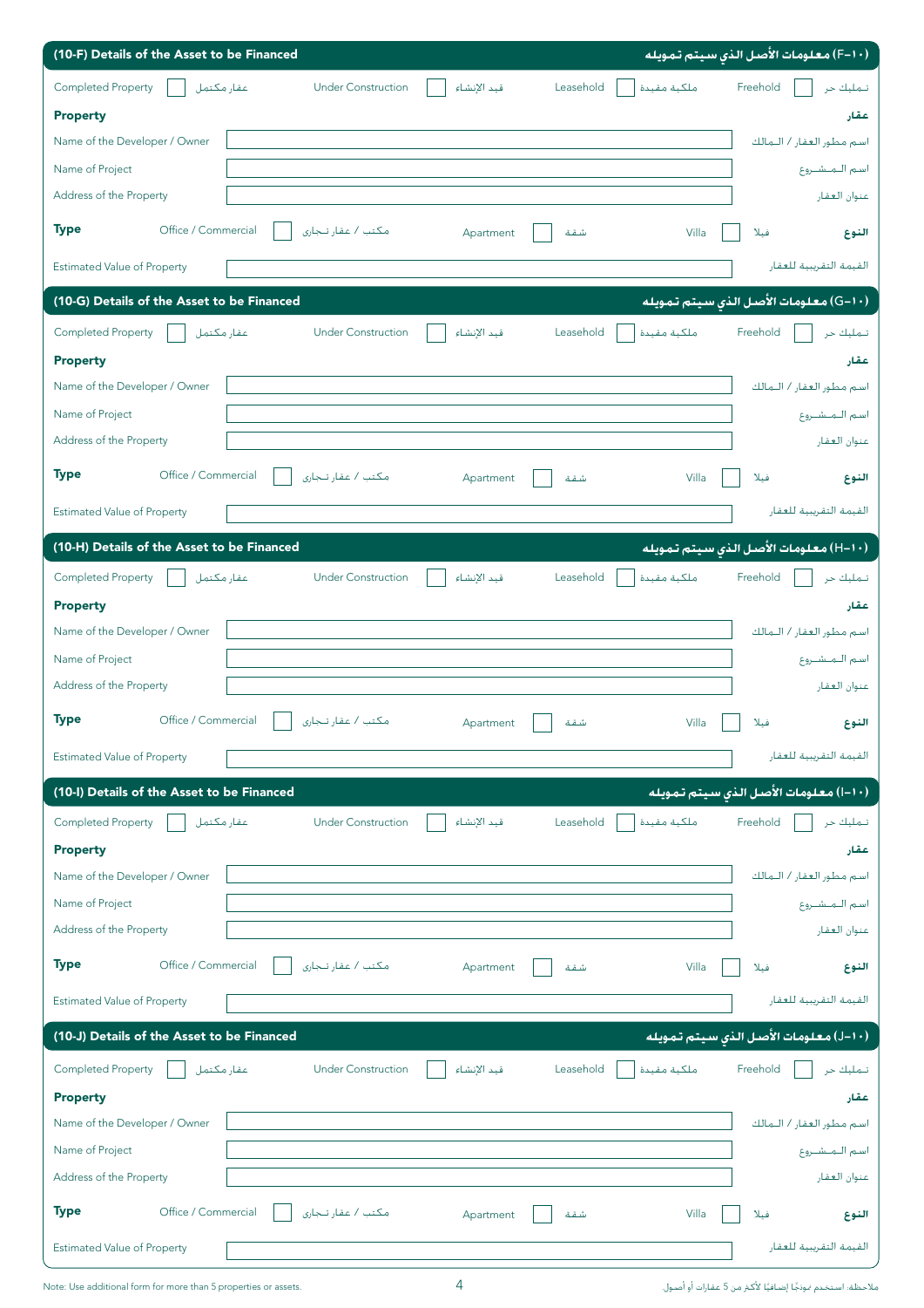## (10-F) Details of the Asset to be Financed — (١٠-F) معلومات الأصل الذي سيتم تمويله

Completed Property ☐ عقار مكتمل　Under Construction ☐ قيد الإنشاء　Leasehold ☐ ملكية مقيدة　Freehold ☐ تملك حر

**Property** — **عقار**

| | | |
|---|---|---|
| Name of the Developer / Owner | | اسم مطور العقار / المالك |
| Name of Project | | اسم المشروع |
| Address of the Property | | عنوان العقار |

**Type** Office / Commercial ☐ مكتب / عقار تجاري　Apartment ☐ شقة　Villa ☐ فيلا **النوع**

| | | |
|---|---|---|
| Estimated Value of Property | | القيمة التقريبية للعقار |

## (10-G) Details of the Asset to be Financed — (١٠-G) معلومات الأصل الذي سيتم تمويله

Completed Property ☐ عقار مكتمل　Under Construction ☐ قيد الإنشاء　Leasehold ☐ ملكية مقيدة　Freehold ☐ تملك حر

**Property** — **عقار**

| | | |
|---|---|---|
| Name of the Developer / Owner | | اسم مطور العقار / المالك |
| Name of Project | | اسم المشروع |
| Address of the Property | | عنوان العقار |

**Type** Office / Commercial ☐ مكتب / عقار تجاري　Apartment ☐ شقة　Villa ☐ فيلا **النوع**

| | | |
|---|---|---|
| Estimated Value of Property | | القيمة التقريبية للعقار |

## (10-H) Details of the Asset to be Financed — (١٠-H) معلومات الأصل الذي سيتم تمويله

Completed Property ☐ عقار مكتمل　Under Construction ☐ قيد الإنشاء　Leasehold ☐ ملكية مقيدة　Freehold ☐ تملك حر

**Property** — **عقار**

| | | |
|---|---|---|
| Name of the Developer / Owner | | اسم مطور العقار / المالك |
| Name of Project | | اسم المشروع |
| Address of the Property | | عنوان العقار |

**Type** Office / Commercial ☐ مكتب / عقار تجاري　Apartment ☐ شقة　Villa ☐ فيلا **النوع**

| | | |
|---|---|---|
| Estimated Value of Property | | القيمة التقريبية للعقار |

## (10-I) Details of the Asset to be Financed — (١٠-I) معلومات الأصل الذي سيتم تمويله

Completed Property ☐ عقار مكتمل　Under Construction ☐ قيد الإنشاء　Leasehold ☐ ملكية مقيدة　Freehold ☐ تملك حر

**Property** — **عقار**

| | | |
|---|---|---|
| Name of the Developer / Owner | | اسم مطور العقار / المالك |
| Name of Project | | اسم المشروع |
| Address of the Property | | عنوان العقار |

**Type** Office / Commercial ☐ مكتب / عقار تجاري　Apartment ☐ شقة　Villa ☐ فيلا **النوع**

| | | |
|---|---|---|
| Estimated Value of Property | | القيمة التقريبية للعقار |

## (10-J) Details of the Asset to be Financed — (١٠-J) معلومات الأصل الذي سيتم تمويله

Completed Property ☐ عقار مكتمل　Under Construction ☐ قيد الإنشاء　Leasehold ☐ ملكية مقيدة　Freehold ☐ تملك حر

**Property** — **عقار**

| | | |
|---|---|---|
| Name of the Developer / Owner | | اسم مطور العقار / المالك |
| Name of Project | | اسم المشروع |
| Address of the Property | | عنوان العقار |

**Type** Office / Commercial ☐ مكتب / عقار تجاري　Apartment ☐ شقة　Villa ☐ فيلا **النوع**

| | | |
|---|---|---|
| Estimated Value of Property | | القيمة التقريبية للعقار |

Note: Use additional form for more than 5 properties or assets.

ملاحظة: استخدم نموذجًا إضافيًا لأكثر من 5 عقارات أو أصول.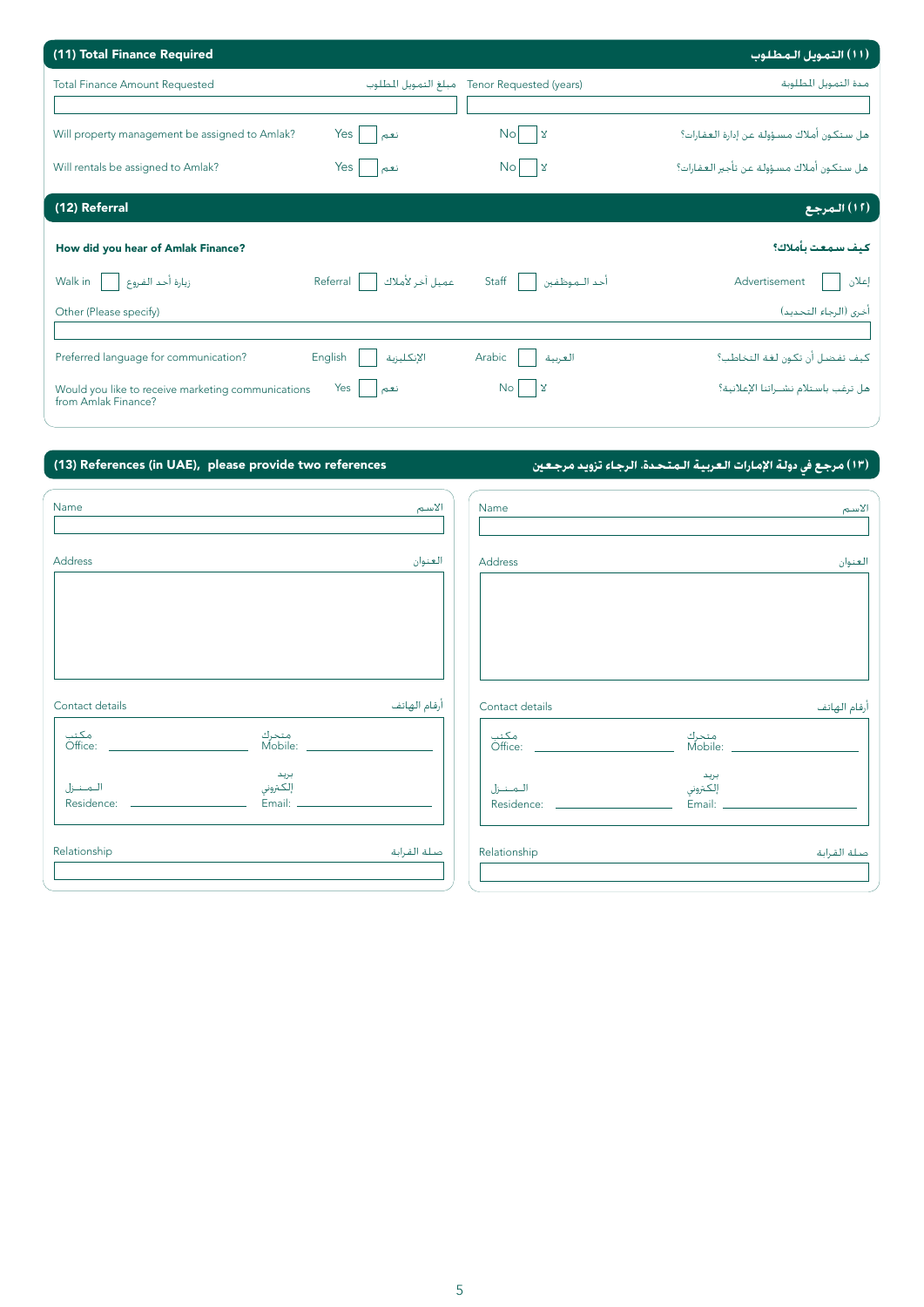## (11) Total Finance Required — (١١) التمويل المطلوب

| Total Finance Amount Requested مبلغ التمويل المطلوب | Tenor Requested (years) مدة التمويل المطلوبة |
|---|---|
| | |

Will property management be assigned to Amlak? Yes ☐ نعم No ☐ لا هل ستكون أملاك مسؤولة عن إدارة العقارات؟

Will rentals be assigned to Amlak? Yes ☐ نعم No ☐ لا هل ستكون أملاك مسؤولة عن تأجير العقارات؟

## (12) Referral — (١٢) المرجع

**How did you hear of Amlak Finance?** **كيف سمعت بأملاك؟**

Walk in ☐ زيارة أحد الفروع Referral ☐ عميل آخر لأملاك Staff ☐ أحد الموظفين Advertisement ☐ إعلان

Other (Please specify) أخرى (الرجاء التحديد)

Preferred language for communication? English ☐ الإنكليزية Arabic ☐ العربية كيف تفضل أن تكون لغة التخاطب؟

Would you like to receive marketing communications from Amlak Finance? Yes ☐ نعم No ☐ لا هل ترغب باستلام نشراتنا الإعلانية؟

## (13) References (in UAE), please provide two references — (١٣) مرجع في دولة الإمارات العربية المتحدة، الرجاء تزويد مرجعين

**Reference 1**

Name الاسم

Address العنوان

Contact details أرقام الهاتف

مكتب Office: ______ متحرك Mobile: ______

المنزل Residence: ______ بريد إلكتروني Email: ______

Relationship صلة القرابة

**Reference 2**

Name الاسم

Address العنوان

Contact details أرقام الهاتف

مكتب Office: ______ متحرك Mobile: ______

المنزل Residence: ______ بريد إلكتروني Email: ______

Relationship صلة القرابة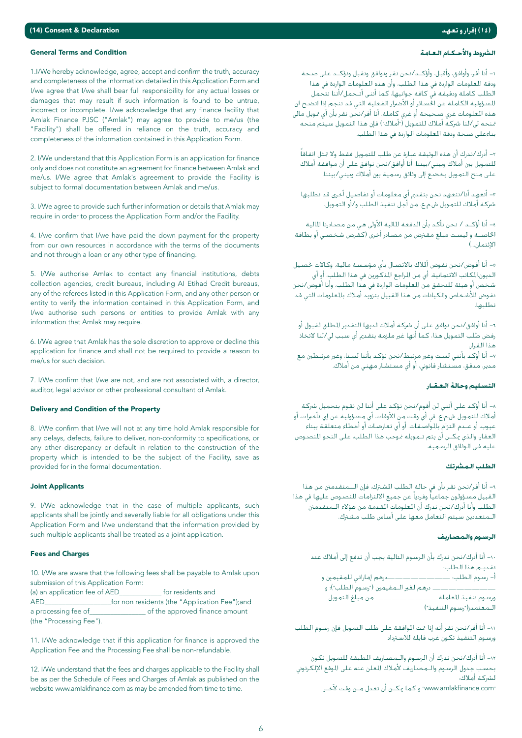## (14) Consent & Declaration

### General Terms and Condition

1.I/We hereby acknowledge, agree, accept and confirm the truth, accuracy and completeness of the information detailed in this Application Form and I/we agree that I/we shall bear full responsibility for any actual losses or damages that may result if such information is found to be untrue, incorrect or incomplete. I/we acknowledge that any finance facility that Amlak Finance PJSC ("Amlak") may agree to provide to me/us (the "Facility") shall be offered in reliance on the truth, accuracy and completeness of the information contained in this Application Form.

2. I/We understand that this Application Form is an application for finance only and does not constitute an agreement for finance between Amlak and me/us. I/We agree that Amlak's agreement to provide the Facility is subject to formal documentation between Amlak and me/us.

3. I/We agree to provide such further information or details that Amlak may require in order to process the Application Form and/or the Facility.

4. I/We confirm that I/we have paid the down payment for the property from our own resources in accordance with the terms of the documents and not through a loan or any other type of financing.

5. I/We authorise Amlak to contact any financial institutions, debts collection agencies, credit bureaus, including Al Etihad Credit bureaus, any of the referees listed in this Application Form, and any other person or entity to verify the information contained in this Application Form, and I/we authorise such persons or entities to provide Amlak with any information that Amlak may require.

6. I/We agree that Amlak has the sole discretion to approve or decline this application for finance and shall not be required to provide a reason to me/us for such decision.

7. I/We confirm that I/we are not, and are not associated with, a director, auditor, legal advisor or other professional consultant of Amlak.

### Delivery and Condition of the Property

8. I/We confirm that I/we will not at any time hold Amlak responsible for any delays, defects, failure to deliver, non-conformity to specifications, or any other discrepancy or default in relation to the construction of the property which is intended to be the subject of the Facility, save as provided for in the formal documentation.

### Joint Applicants

9. I/We acknowledge that in the case of multiple applicants, such applicants shall be jointly and severally liable for all obligations under this Application Form and I/we understand that the information provided by such multiple applicants shall be treated as a joint application.

### Fees and Charges

10. I/We are aware that the following fees shall be payable to Amlak upon submission of this Application Form:
(a) an application fee of AED____________ for residents and AED____________________for non residents (the "Application Fee");and a processing fee of________________ of the approved finance amount (the "Processing Fee").

11. I/We acknowledge that if this application for finance is approved the Application Fee and the Processing Fee shall be non-refundable.

12. I/We understand that the fees and charges applicable to the Facility shall be as per the Schedule of Fees and Charges of Amlak as published on the website www.amlakfinance.com as may be amended from time to time.

## (١٤) إقرار و تعهد

### الشروط والأحكام العامة

١- أنا أقر، وأوافق، وأقبل، وأؤكـد/نحن نقر ونوافق ونقبل ونؤكـد على صحة ودقة المعلومات الواردة في هذا الطلب، وأن هذه المعلومات الواردة في هذا الطلب كاملة ودقيقة في كافة جوانبها، كما أنني أتـحمل/أننا نتحمل المسؤولية الكاملة عن الخسائر أو الأضرار الفعلية التي قد تنجم إذا اتضح ان هذه المعلومات غير صحيحة أو غير كاملة. أنا أقر/نحن نقر بأن أي تمويل مالي تمنحه لي/لنا شركة أملاك للتمويل ("أملاك") فإن هذا التمويل سيتم منحه بناءعلى صحة ودقة المعلومات الواردة في هذا الطلب.

٢- أدرك/ندرك أن هذه الوثيقة عبارة عن طلب للتمويل فقط ولا تمثل اتفاقاً للتمويل بين أملاك وبيني/بيننا. أنا أوافق/نحن نوافق على أن موافقة أملاك على منح التمويل يخضع إلى وثائق رسمية بين أملاك وبيني/بيننا.

٣- أتعهد أنا/نتعهد نحن بتقديم أي معلومات أو تفاصيل أخرى قد تطلبها شركة أملاك للتمويل ش.م.ع. من أجل تنفيذ الطلب و/أو التمويل.

٤- أنا أؤكـد / نحن نؤكد بأن الدفعة المالية الأولى هي من مصادرنا المالية الخاصـة و ليست مبلغ مقترض من مصادر أخرى (كقرض شخصي أو بطاقة الإئتمان...)

٥- أنا أفوض/نحن نفوض أملاك بالاتصال بأي مؤسسة مالية، وكالات تحصيل الديون،المكاتب الائتمانية، أي من المراجع المذكورين في هذا الطلب، أو أي شخص أو هيئة للتحقق من المعلومات الواردة في هذا الطلب. وأنا أفوض/نحن نفوض للأشخاص والكيانات من هذا القبيل بتزويد أملاك بالمعلومات التي قد تطلبها.

٦- أنا أوافق/نحن نوافق على أن شركة أملاك لديها التقدير المطلق لقبول أو رفض طلب التمويل هذا، كما أنها غير ملزمة بتقديم أي سبب لي/لنا لاتخاذ هذا القرار.

٧- أنا أؤكد بأنني لست وغير مرتبط/نحن نؤكد بأننا لسنا، وغير مرتبطين مع مدير، مدقق، مستشار قانوني، أو أي مستشار مهني من أملاك.

### التسليم وحالة العقار

٨- أنا أؤكد على أنني لن أقوم/نحن نؤكد على أننا لن نقوم بتحميل شركة أملاك للتمويل ش.م.ع. في أي وقت من الأوقات، أي مسؤولية عن إي تأخيرات، أو عيوب، أو عـدم التزام بالمواصفات، أو أي تعارضات أو أخطاء متعلقة ببناء العقار، والذي يمكـن أن يتم تمويله بموجب هذا الطلب، على النحو المنصوص عليه في الوثائق الرسمية.

### الطلب المشترك

٩- أنا أقر/نحن نقر بأن في حالة الطلب المشترك، فإن المتقدمين من هذا القبيل مسؤولون جماعياً وفردياً عن جميع الالتزامات المنصوص عليها في هذا الطلب وأنا أدرك/نحن ندرك أن المعلومات المقدمة من هؤلاء المتقدمين المتعددين سيتم التعامل معها على أساس طلب مشترك.

### الرسوم والمصاريف

١٠- أنا أدرك/نحن ندرك بأن الرسوم التالية يجب أن تدفع إلى أملاك عند تقديم هذا الطلب:
أ- رسوم الطلب: ______________درهم إماراتي للمقيمين و ______________ درهم لغير المقيمين ("رسوم الطلب")؛ و
ورسوم تنفيذ المعاملة______________ من مبلغ التمويل المعتمد("رسوم التنفيذ")

١١- أنا أقر/نحن نقر أنه إذا تمت الموافقة على طلب التمويل فإن رسوم الطلب ورسوم التنفيذ تكون غير قابلة للاسترداد.

١٢- أنا أدرك/نحن ندرك أن الرسوم والمصاريف المطبقة للتمويل تكون بحسب جدول الرسوم والمصاريف لأملاك المعلن عنه على الموقع الإلكتروني لشركة أملاك:
"www.amlakfinance.com" و كما يمكن أن تعدل من وقت لآخر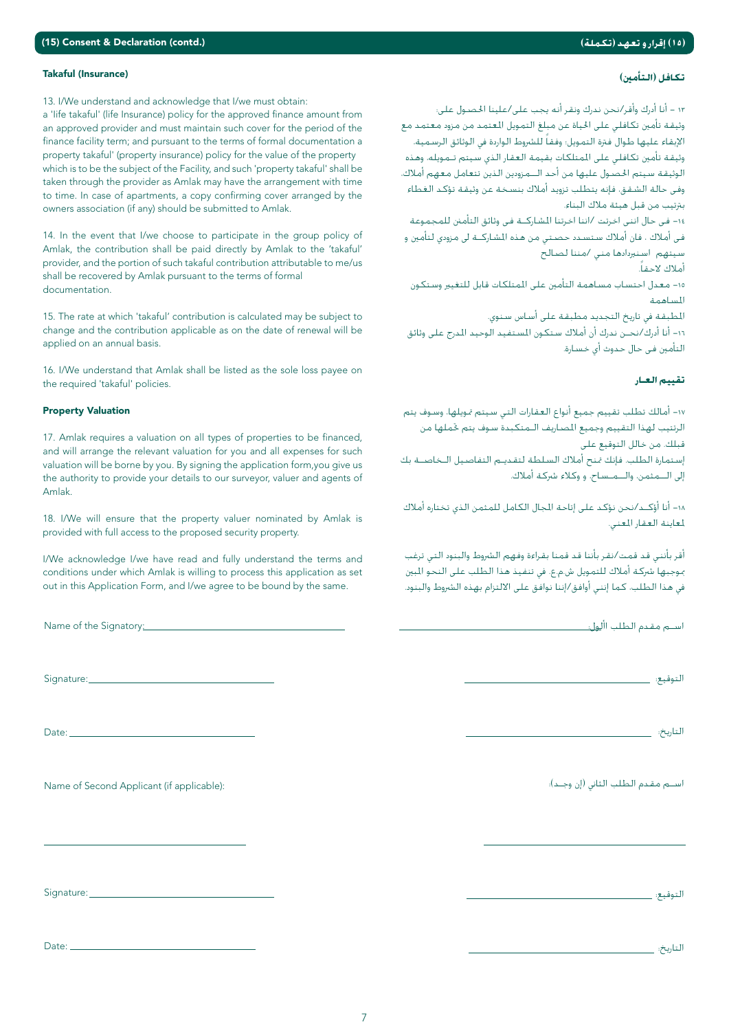## (15) Consent & Declaration (contd.)

### Takaful (Insurance)

13. I/We understand and acknowledge that I/we must obtain:
a 'life takaful' (life Insurance) policy for the approved finance amount from an approved provider and must maintain such cover for the period of the finance facility term; and pursuant to the terms of formal documentation a property takaful' (property insurance) policy for the value of the property which is to be the subject of the Facility, and such 'property takaful' shall be taken through the provider as Amlak may have the arrangement with time to time. In case of apartments, a copy confirming cover arranged by the owners association (if any) should be submitted to Amlak.

14. In the event that I/we choose to participate in the group policy of Amlak, the contribution shall be paid directly by Amlak to the 'takaful' provider, and the portion of such takaful contribution attributable to me/us shall be recovered by Amlak pursuant to the terms of formal documentation.

15. The rate at which 'takaful' contribution is calculated may be subject to change and the contribution applicable as on the date of renewal will be applied on an annual basis.

16. I/We understand that Amlak shall be listed as the sole loss payee on the required 'takaful' policies.

### Property Valuation

17. Amlak requires a valuation on all types of properties to be financed, and will arrange the relevant valuation for you and all expenses for such valuation will be borne by you. By signing the application form,you give us the authority to provide your details to our surveyor, valuer and agents of Amlak.

18. I/We will ensure that the property valuer nominated by Amlak is provided with full access to the proposed security property.

I/We acknowledge I/we have read and fully understand the terms and conditions under which Amlak is willing to process this application as set out in this Application Form, and I/we agree to be bound by the same.

Name of the Signatory:_______________________

Signature:_______________________

Date:_______________________

Name of Second Applicant (if applicable):

_______________________

Signature:_______________________

Date:_______________________

## (١٥) إقرار و تعهد (تكملة)

### تكافل (التأمين)

١٣ - أنا أدرك وأقر/نحن ندرك ونقر أنه يجب علي/علينا الحصول على:
وثيقة تأمين تكافلي على الحياة عن مبلغ التمويل المعتمد من مزود معتمد مع الإيفاء عليها طوال فترة التمويل؛ وفقاً للشروط الواردة في الوثائق الرسمية، وثيقة تأمين تكافلي على الممتلكات بقيمة العقار الذي سيتم تمويله، وهذه الوثيقة سيتم الحصول عليها من أحد المزودين الذين نتعامل معهم أملاك. وفي حالة الشقق، فإنه يتطلب تزويد أملاك بنسخة عن وثيقة تؤكد الغطاء بترتيب من قبل هيئة ملاك البناء.

١٤- في حال انني اخترت /اننا اخترنا المشاركة في وثائق التأمين للمجموعة في أملاك ، فان أملاك ستسدد حصتي من هذه المشاركة لى مزودي لتأمين و سيتهم استردادها مني /مننا لصالح
أملاك لاحقاً.

١٥- معدل احتساب مساهمة التأمين على الممتلكات قابل للتغيير وستكون المساهمة
المطبقة في تاريخ التجديد مطبقة على أساس سنوي.

١٦- أنا أدرك/نحن ندرك أن أملاك ستكون المستفيد الوحيد المدرج على وثائق التأمين في حال حدوث أي خسارة.

### تقييم العقار

١٧- أملاك تطلب تقييم جميع أنواع العقارات التي سيتم تمويلها، وسوف يتم الترتيب لهذا التقييم وجميع المصاريف المتكبدة سوف يتم تحملها من قبلك. من خلال التوقيع على
إستمارة الطلب، فإنك تمنح أملاك السلطة لتقديم التفاصيل الخاصة بك إلى المثمن، والمساح، و وكلاء شركة أملاك.

١٨- أنا أؤكد/نحن نؤكد على إتاحة المجال الكامل للمثمن الذي تختاره أملاك لمعاينة العقار المعني.

أقر بأنني قد قمت/نقر بأننا قد قمنا بقراءة وفهم الشروط والبنود التي ترغب بموجبها شركة أملاك للتمويل ش.م.ع. في تنفيذ هذا الطلب على النحو المبين في هذا الطلب. كما إنني أوافق/إننا نوافق على الالتزام بهذه الشروط والبنود.

اسم مقدم الطلب الأول:_______________________

التوقيع:_______________________

التاريخ:_______________________

اسم مقدم الطلب الثاني (إن وجد):

_______________________

التوقيع:_______________________

التاريخ:_______________________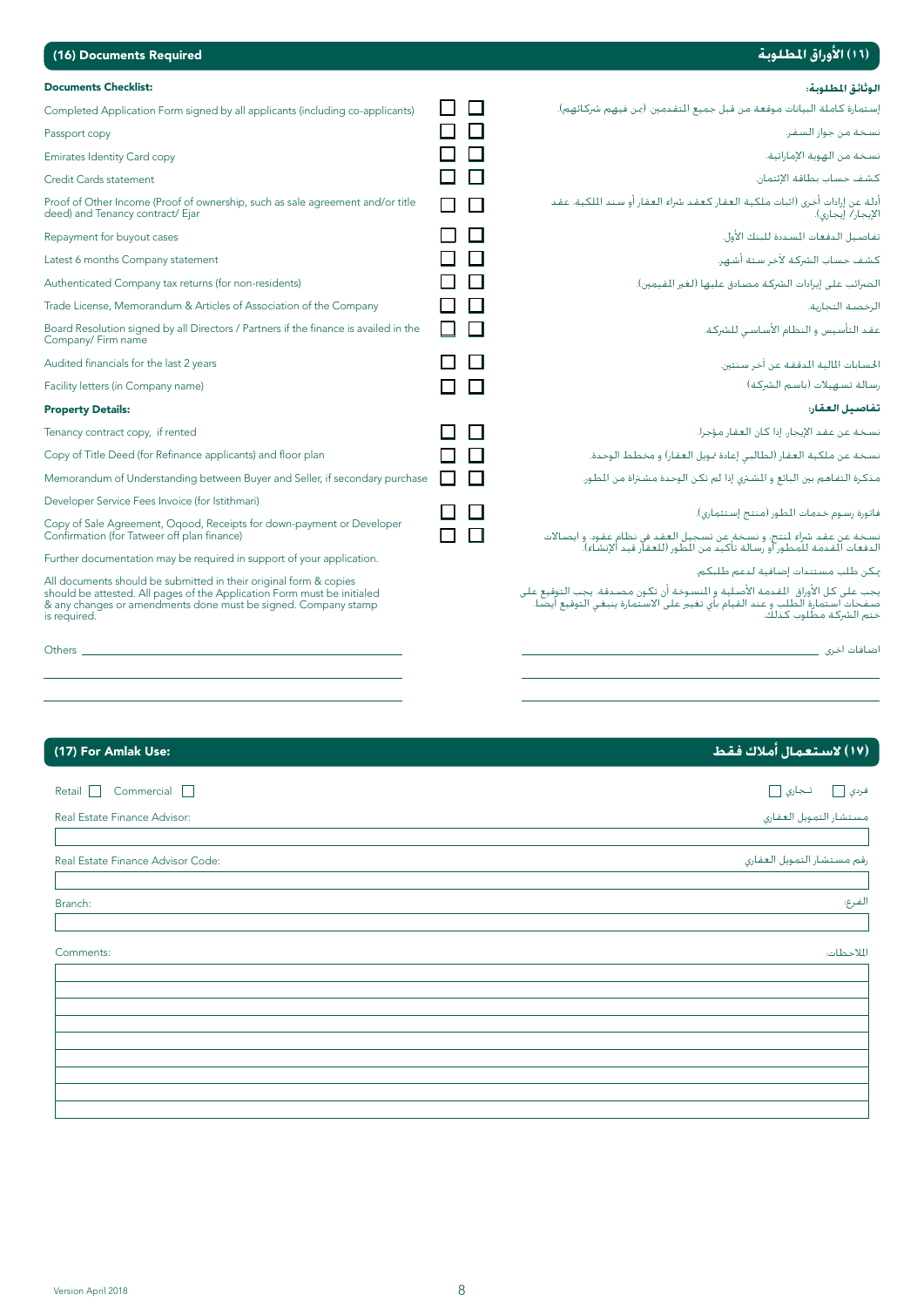## (16) Documents Required | (١٦) الأوراق المطلوبة

**Documents Checklist:** | **الوثائق المطلوبة:**

| English | ☐ | ☐ | Arabic |
|---|---|---|---|
| Completed Application Form signed by all applicants (including co-applicants) | ☐ | ☐ | إستمارة كاملة البيانات موقعة من قبل جميع المتقدمين (بمن فيهم شركائهم). |
| Passport copy | ☐ | ☐ | نسخة من جواز السفر. |
| Emirates Identity Card copy | ☐ | ☐ | نسخة من الهوية الإماراتية. |
| Credit Cards statement | ☐ | ☐ | كشف حساب بطاقة الإئتمان. |
| Proof of Other Income (Proof of ownership, such as sale agreement and/or title deed) and Tenancy contract/ Ejar | ☐ | ☐ | أدلة عن إرادات أخرى (اثبات ملكية العقار كعقد شراء العقار أو سند الملكية. عقد الإيجار/ إيجاري). |
| Repayment for buyout cases | ☐ | ☐ | تفاصيل الدفعات المسددة للبنك الأول. |
| Latest 6 months Company statement | ☐ | ☐ | كشف حساب الشركة لآخر ستة أشهر. |
| Authenticated Company tax returns (for non-residents) | ☐ | ☐ | الضرائب على إيرادات الشركة مصادق عليها (لغير المقيمين). |
| Trade License, Memorandum & Articles of Association of the Company | ☐ | ☐ | الرخصة التجارية. |
| Board Resolution signed by all Directors / Partners if the finance is availed in the Company/ Firm name | ☐ | ☐ | عقد التأسيس و النظام الأساسي للشركة. |
| Audited financials for the last 2 years | ☐ | ☐ | الحسابات المالية المدققة عن آخر سنتين. |
| Facility letters (in Company name) | ☐ | ☐ | رسالة تسهيلات (باسم الشركة) |

**Property Details:** | **تفاصيل العقار:**

| English | ☐ | ☐ | Arabic |
|---|---|---|---|
| Tenancy contract copy, if rented | ☐ | ☐ | نسخة عن عقد الإيجار إذا كان العقار مؤجرا. |
| Copy of Title Deed (for Refinance applicants) and floor plan | ☐ | ☐ | نسخة عن ملكية العقار (لطالبي إعادة تمويل العقار) و مخطط الوحدة. |
| Memorandum of Understanding between Buyer and Seller, if secondary purchase | ☐ | ☐ | مذكرة التفاهم بين البائع و المشتري إذا لم تكن الوحدة مشتراة من المطور. |
| Developer Service Fees Invoice (for Istithmari) | ☐ | ☐ | فاتورة رسوم خدمات المطور (منتج إستثماري). |
| Copy of Sale Agreement, Oqood, Receipts for down-payment or Developer Confirmation (for Tatweer off plan finance) | ☐ | ☐ | نسخة عن عقد شراء لمنتج، و نسخة عن تسجيل العقد في نظام عقود، و ايصالات الدفعات المقدمة للمطور أو رسالة تأكيد من المطور (للعقار قيد الإنشاء). |

Further documentation may be required in support of your application.

يمكن طلب مستندات إضافية لدعم طلبكم.

All documents should be submitted in their original form & copies should be attested. All pages of the Application Form must be initialed & any changes or amendments done must be signed. Company stamp is required.

يجب على كل الأوراق المقدمة الأصلية و المنسوخة أن تكون مصدقة. يجب التوقيع على صفحات استمارة الطلب و عند القيام بأي تغيير على الاستمارة ينبغي التوقيع أيضا. ختم الشركة مطلوب كذلك.

Others ______________________________ إضافات أخرى

______________________________

______________________________

## (17) For Amlak Use: | (١٧) لاستعمال أملاك فقط

Retail ☐ Commercial ☐ | فردي ☐ تجاري ☐

Real Estate Finance Advisor: | مستشار التمويل العقاري

______________________________

Real Estate Finance Advisor Code: | رقم مستشار التمويل العقاري

______________________________

Branch: | الفرع:

______________________________

Comments: | الملاحظات:

______________________________

______________________________

______________________________

______________________________

______________________________

______________________________

______________________________

______________________________

______________________________

Version April 2018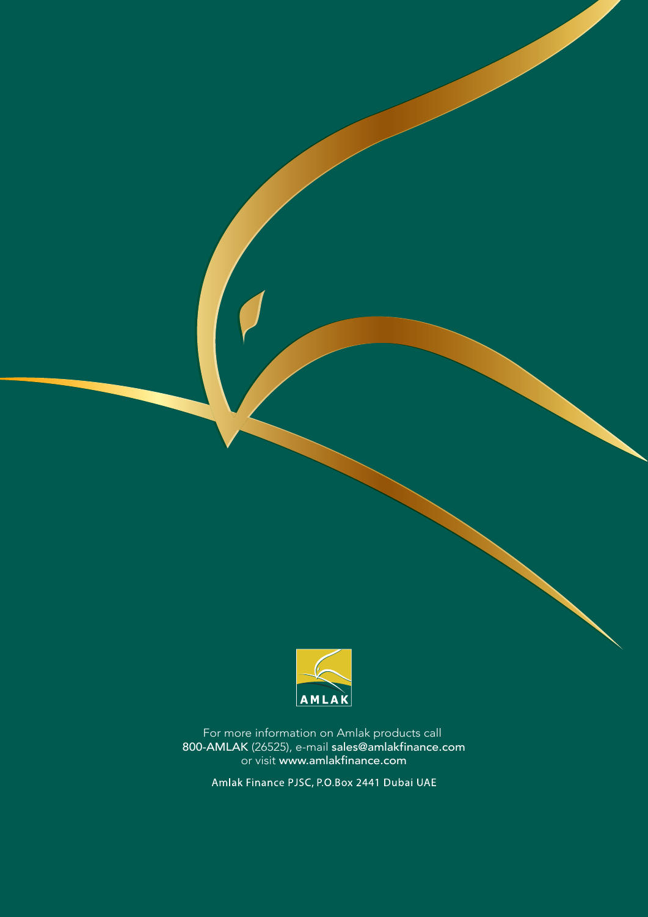AMLAK

For more information on Amlak products call
**800-AMLAK** (26525), e-mail **sales@amlakfinance.com**
or visit **www.amlakfinance.com**

Amlak Finance PJSC, P.O.Box 2441 Dubai UAE